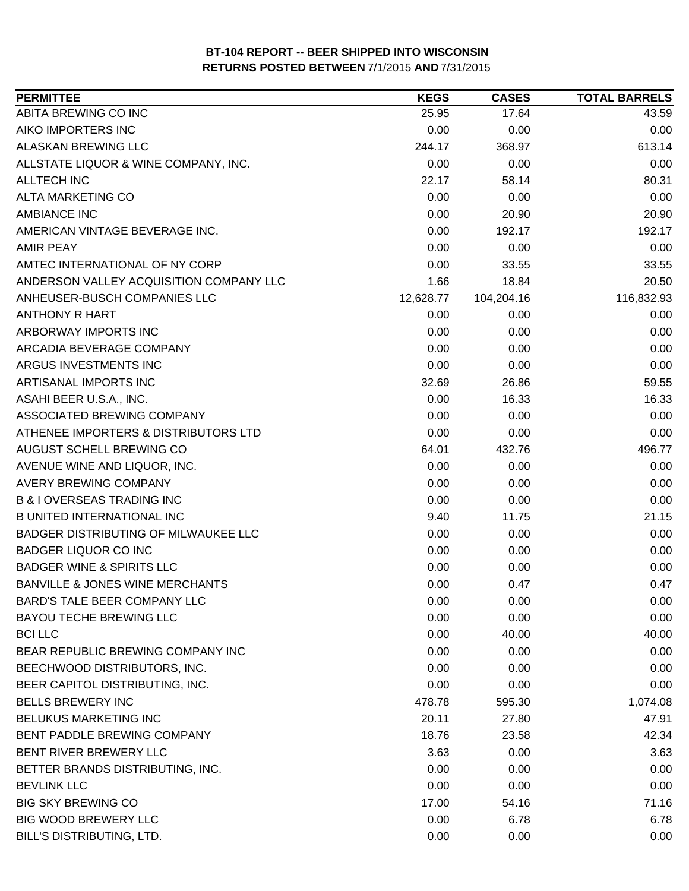# BT-104 REPORT -- BEER SHIPPED INTO WISCONSIN
## RETURNS POSTED BETWEEN 7/1/2015 AND 7/31/2015

| PERMITTEE | KEGS | CASES | TOTAL BARRELS |
|---|---|---|---|
| ABITA BREWING CO INC | 25.95 | 17.64 | 43.59 |
| AIKO IMPORTERS INC | 0.00 | 0.00 | 0.00 |
| ALASKAN BREWING LLC | 244.17 | 368.97 | 613.14 |
| ALLSTATE LIQUOR & WINE COMPANY, INC. | 0.00 | 0.00 | 0.00 |
| ALLTECH INC | 22.17 | 58.14 | 80.31 |
| ALTA MARKETING CO | 0.00 | 0.00 | 0.00 |
| AMBIANCE INC | 0.00 | 20.90 | 20.90 |
| AMERICAN VINTAGE BEVERAGE INC. | 0.00 | 192.17 | 192.17 |
| AMIR PEAY | 0.00 | 0.00 | 0.00 |
| AMTEC INTERNATIONAL OF NY CORP | 0.00 | 33.55 | 33.55 |
| ANDERSON VALLEY ACQUISITION COMPANY LLC | 1.66 | 18.84 | 20.50 |
| ANHEUSER-BUSCH COMPANIES LLC | 12,628.77 | 104,204.16 | 116,832.93 |
| ANTHONY R HART | 0.00 | 0.00 | 0.00 |
| ARBORWAY IMPORTS INC | 0.00 | 0.00 | 0.00 |
| ARCADIA BEVERAGE COMPANY | 0.00 | 0.00 | 0.00 |
| ARGUS INVESTMENTS INC | 0.00 | 0.00 | 0.00 |
| ARTISANAL IMPORTS INC | 32.69 | 26.86 | 59.55 |
| ASAHI BEER U.S.A., INC. | 0.00 | 16.33 | 16.33 |
| ASSOCIATED BREWING COMPANY | 0.00 | 0.00 | 0.00 |
| ATHENEE IMPORTERS & DISTRIBUTORS LTD | 0.00 | 0.00 | 0.00 |
| AUGUST SCHELL BREWING CO | 64.01 | 432.76 | 496.77 |
| AVENUE WINE AND LIQUOR, INC. | 0.00 | 0.00 | 0.00 |
| AVERY BREWING COMPANY | 0.00 | 0.00 | 0.00 |
| B & I OVERSEAS TRADING INC | 0.00 | 0.00 | 0.00 |
| B UNITED INTERNATIONAL INC | 9.40 | 11.75 | 21.15 |
| BADGER DISTRIBUTING OF MILWAUKEE LLC | 0.00 | 0.00 | 0.00 |
| BADGER LIQUOR CO INC | 0.00 | 0.00 | 0.00 |
| BADGER WINE & SPIRITS LLC | 0.00 | 0.00 | 0.00 |
| BANVILLE & JONES WINE MERCHANTS | 0.00 | 0.47 | 0.47 |
| BARD'S TALE BEER COMPANY LLC | 0.00 | 0.00 | 0.00 |
| BAYOU TECHE BREWING LLC | 0.00 | 0.00 | 0.00 |
| BCI LLC | 0.00 | 40.00 | 40.00 |
| BEAR REPUBLIC BREWING COMPANY INC | 0.00 | 0.00 | 0.00 |
| BEECHWOOD DISTRIBUTORS, INC. | 0.00 | 0.00 | 0.00 |
| BEER CAPITOL DISTRIBUTING, INC. | 0.00 | 0.00 | 0.00 |
| BELLS BREWERY INC | 478.78 | 595.30 | 1,074.08 |
| BELUKUS MARKETING INC | 20.11 | 27.80 | 47.91 |
| BENT PADDLE BREWING COMPANY | 18.76 | 23.58 | 42.34 |
| BENT RIVER BREWERY LLC | 3.63 | 0.00 | 3.63 |
| BETTER BRANDS DISTRIBUTING, INC. | 0.00 | 0.00 | 0.00 |
| BEVLINK LLC | 0.00 | 0.00 | 0.00 |
| BIG SKY BREWING CO | 17.00 | 54.16 | 71.16 |
| BIG WOOD BREWERY LLC | 0.00 | 6.78 | 6.78 |
| BILL'S DISTRIBUTING, LTD. | 0.00 | 0.00 | 0.00 |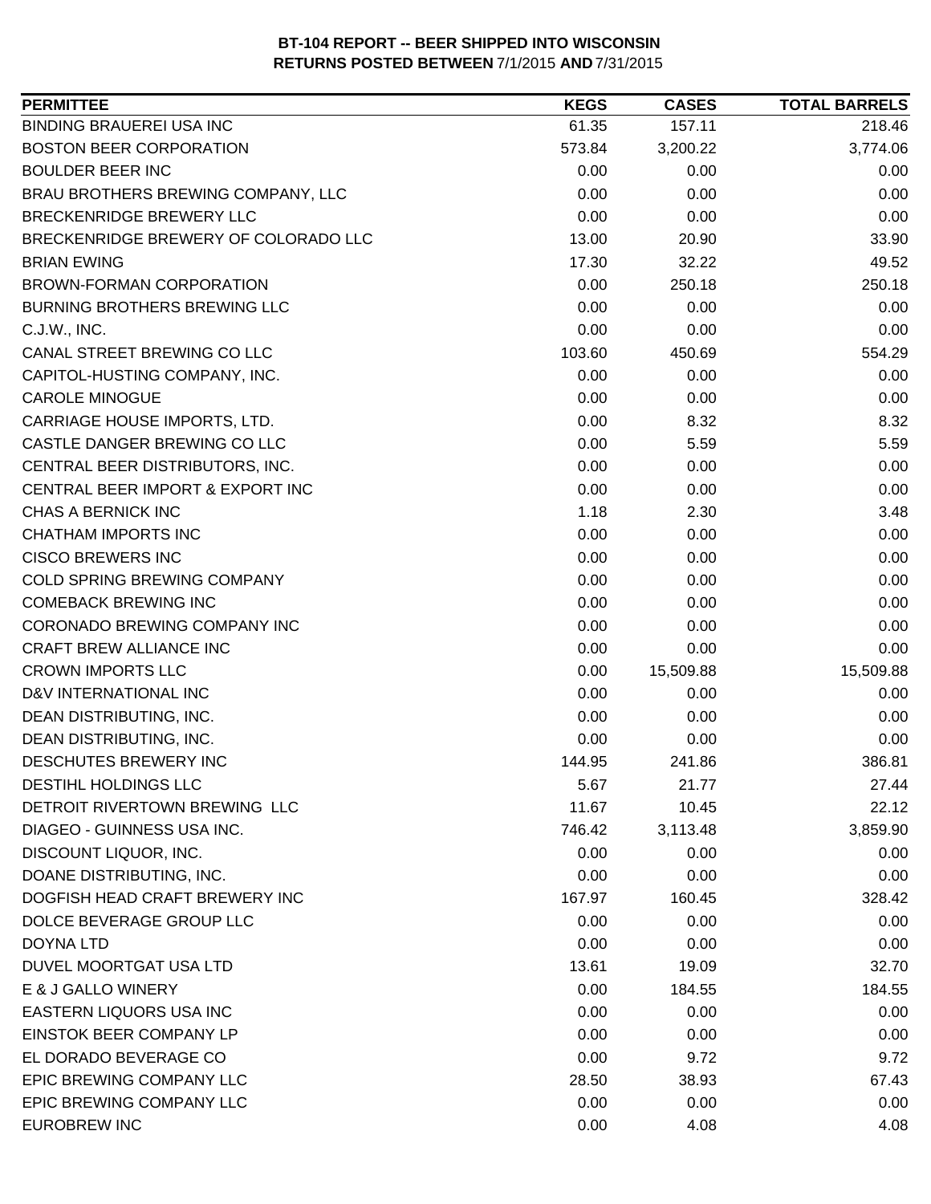**BT-104 REPORT -- BEER SHIPPED INTO WISCONSIN**
**RETURNS POSTED BETWEEN 7/1/2015 AND 7/31/2015**

| PERMITTEE | KEGS | CASES | TOTAL BARRELS |
|---|---|---|---|
| BINDING BRAUEREI USA INC | 61.35 | 157.11 | 218.46 |
| BOSTON BEER CORPORATION | 573.84 | 3,200.22 | 3,774.06 |
| BOULDER BEER INC | 0.00 | 0.00 | 0.00 |
| BRAU BROTHERS BREWING COMPANY, LLC | 0.00 | 0.00 | 0.00 |
| BRECKENRIDGE BREWERY LLC | 0.00 | 0.00 | 0.00 |
| BRECKENRIDGE BREWERY OF COLORADO LLC | 13.00 | 20.90 | 33.90 |
| BRIAN EWING | 17.30 | 32.22 | 49.52 |
| BROWN-FORMAN CORPORATION | 0.00 | 250.18 | 250.18 |
| BURNING BROTHERS BREWING LLC | 0.00 | 0.00 | 0.00 |
| C.J.W., INC. | 0.00 | 0.00 | 0.00 |
| CANAL STREET BREWING CO LLC | 103.60 | 450.69 | 554.29 |
| CAPITOL-HUSTING COMPANY, INC. | 0.00 | 0.00 | 0.00 |
| CAROLE MINOGUE | 0.00 | 0.00 | 0.00 |
| CARRIAGE HOUSE IMPORTS, LTD. | 0.00 | 8.32 | 8.32 |
| CASTLE DANGER BREWING CO LLC | 0.00 | 5.59 | 5.59 |
| CENTRAL BEER DISTRIBUTORS, INC. | 0.00 | 0.00 | 0.00 |
| CENTRAL BEER IMPORT & EXPORT INC | 0.00 | 0.00 | 0.00 |
| CHAS A BERNICK INC | 1.18 | 2.30 | 3.48 |
| CHATHAM IMPORTS INC | 0.00 | 0.00 | 0.00 |
| CISCO BREWERS INC | 0.00 | 0.00 | 0.00 |
| COLD SPRING BREWING COMPANY | 0.00 | 0.00 | 0.00 |
| COMEBACK BREWING INC | 0.00 | 0.00 | 0.00 |
| CORONADO BREWING COMPANY INC | 0.00 | 0.00 | 0.00 |
| CRAFT BREW ALLIANCE INC | 0.00 | 0.00 | 0.00 |
| CROWN IMPORTS LLC | 0.00 | 15,509.88 | 15,509.88 |
| D&V INTERNATIONAL INC | 0.00 | 0.00 | 0.00 |
| DEAN DISTRIBUTING, INC. | 0.00 | 0.00 | 0.00 |
| DEAN DISTRIBUTING, INC. | 0.00 | 0.00 | 0.00 |
| DESCHUTES BREWERY INC | 144.95 | 241.86 | 386.81 |
| DESTIHL HOLDINGS LLC | 5.67 | 21.77 | 27.44 |
| DETROIT RIVERTOWN BREWING LLC | 11.67 | 10.45 | 22.12 |
| DIAGEO - GUINNESS USA INC. | 746.42 | 3,113.48 | 3,859.90 |
| DISCOUNT LIQUOR, INC. | 0.00 | 0.00 | 0.00 |
| DOANE DISTRIBUTING, INC. | 0.00 | 0.00 | 0.00 |
| DOGFISH HEAD CRAFT BREWERY INC | 167.97 | 160.45 | 328.42 |
| DOLCE BEVERAGE GROUP LLC | 0.00 | 0.00 | 0.00 |
| DOYNA LTD | 0.00 | 0.00 | 0.00 |
| DUVEL MOORTGAT USA LTD | 13.61 | 19.09 | 32.70 |
| E & J GALLO WINERY | 0.00 | 184.55 | 184.55 |
| EASTERN LIQUORS USA INC | 0.00 | 0.00 | 0.00 |
| EINSTOK BEER COMPANY LP | 0.00 | 0.00 | 0.00 |
| EL DORADO BEVERAGE CO | 0.00 | 9.72 | 9.72 |
| EPIC BREWING COMPANY LLC | 28.50 | 38.93 | 67.43 |
| EPIC BREWING COMPANY LLC | 0.00 | 0.00 | 0.00 |
| EUROBREW INC | 0.00 | 4.08 | 4.08 |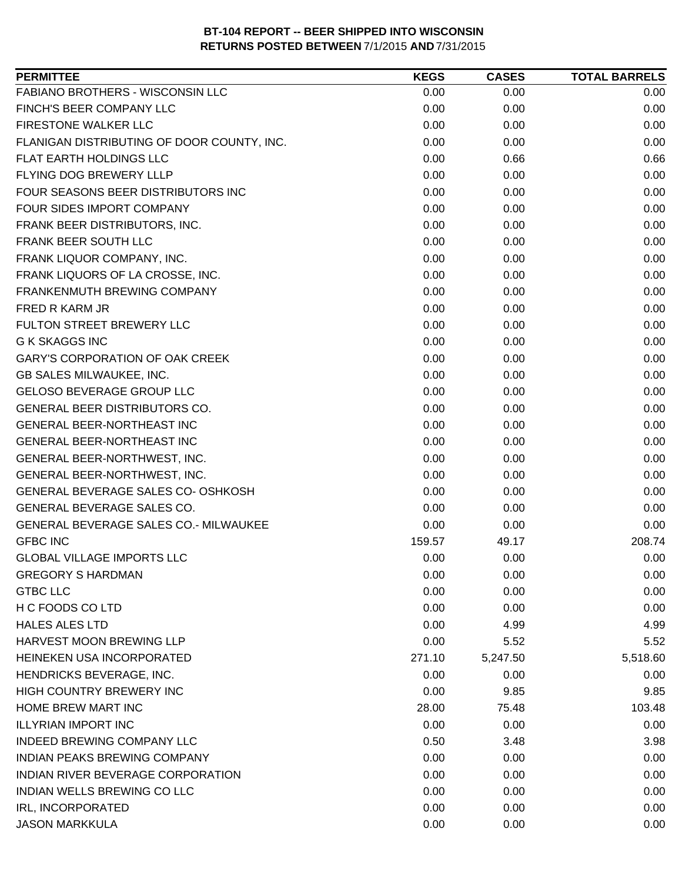**BT-104 REPORT -- BEER SHIPPED INTO WISCONSIN**
**RETURNS POSTED BETWEEN 7/1/2015 AND 7/31/2015**

| PERMITTEE | KEGS | CASES | TOTAL BARRELS |
|---|---|---|---|
| FABIANO BROTHERS - WISCONSIN LLC | 0.00 | 0.00 | 0.00 |
| FINCH'S BEER COMPANY LLC | 0.00 | 0.00 | 0.00 |
| FIRESTONE WALKER LLC | 0.00 | 0.00 | 0.00 |
| FLANIGAN DISTRIBUTING OF DOOR COUNTY, INC. | 0.00 | 0.00 | 0.00 |
| FLAT EARTH HOLDINGS LLC | 0.00 | 0.66 | 0.66 |
| FLYING DOG BREWERY LLLP | 0.00 | 0.00 | 0.00 |
| FOUR SEASONS BEER DISTRIBUTORS INC | 0.00 | 0.00 | 0.00 |
| FOUR SIDES IMPORT COMPANY | 0.00 | 0.00 | 0.00 |
| FRANK BEER DISTRIBUTORS, INC. | 0.00 | 0.00 | 0.00 |
| FRANK BEER SOUTH LLC | 0.00 | 0.00 | 0.00 |
| FRANK LIQUOR COMPANY, INC. | 0.00 | 0.00 | 0.00 |
| FRANK LIQUORS OF LA CROSSE, INC. | 0.00 | 0.00 | 0.00 |
| FRANKENMUTH BREWING COMPANY | 0.00 | 0.00 | 0.00 |
| FRED R KARM JR | 0.00 | 0.00 | 0.00 |
| FULTON STREET BREWERY LLC | 0.00 | 0.00 | 0.00 |
| G K SKAGGS INC | 0.00 | 0.00 | 0.00 |
| GARY'S CORPORATION OF OAK CREEK | 0.00 | 0.00 | 0.00 |
| GB SALES MILWAUKEE, INC. | 0.00 | 0.00 | 0.00 |
| GELOSO BEVERAGE GROUP LLC | 0.00 | 0.00 | 0.00 |
| GENERAL BEER DISTRIBUTORS CO. | 0.00 | 0.00 | 0.00 |
| GENERAL BEER-NORTHEAST INC | 0.00 | 0.00 | 0.00 |
| GENERAL BEER-NORTHEAST INC | 0.00 | 0.00 | 0.00 |
| GENERAL BEER-NORTHWEST, INC. | 0.00 | 0.00 | 0.00 |
| GENERAL BEER-NORTHWEST, INC. | 0.00 | 0.00 | 0.00 |
| GENERAL BEVERAGE SALES CO- OSHKOSH | 0.00 | 0.00 | 0.00 |
| GENERAL BEVERAGE SALES CO. | 0.00 | 0.00 | 0.00 |
| GENERAL BEVERAGE SALES CO.- MILWAUKEE | 0.00 | 0.00 | 0.00 |
| GFBC INC | 159.57 | 49.17 | 208.74 |
| GLOBAL VILLAGE IMPORTS LLC | 0.00 | 0.00 | 0.00 |
| GREGORY S HARDMAN | 0.00 | 0.00 | 0.00 |
| GTBC LLC | 0.00 | 0.00 | 0.00 |
| H C FOODS CO LTD | 0.00 | 0.00 | 0.00 |
| HALES ALES LTD | 0.00 | 4.99 | 4.99 |
| HARVEST MOON BREWING LLP | 0.00 | 5.52 | 5.52 |
| HEINEKEN USA INCORPORATED | 271.10 | 5,247.50 | 5,518.60 |
| HENDRICKS BEVERAGE, INC. | 0.00 | 0.00 | 0.00 |
| HIGH COUNTRY BREWERY INC | 0.00 | 9.85 | 9.85 |
| HOME BREW MART INC | 28.00 | 75.48 | 103.48 |
| ILLYRIAN IMPORT INC | 0.00 | 0.00 | 0.00 |
| INDEED BREWING COMPANY LLC | 0.50 | 3.48 | 3.98 |
| INDIAN PEAKS BREWING COMPANY | 0.00 | 0.00 | 0.00 |
| INDIAN RIVER BEVERAGE CORPORATION | 0.00 | 0.00 | 0.00 |
| INDIAN WELLS BREWING CO LLC | 0.00 | 0.00 | 0.00 |
| IRL, INCORPORATED | 0.00 | 0.00 | 0.00 |
| JASON MARKKULA | 0.00 | 0.00 | 0.00 |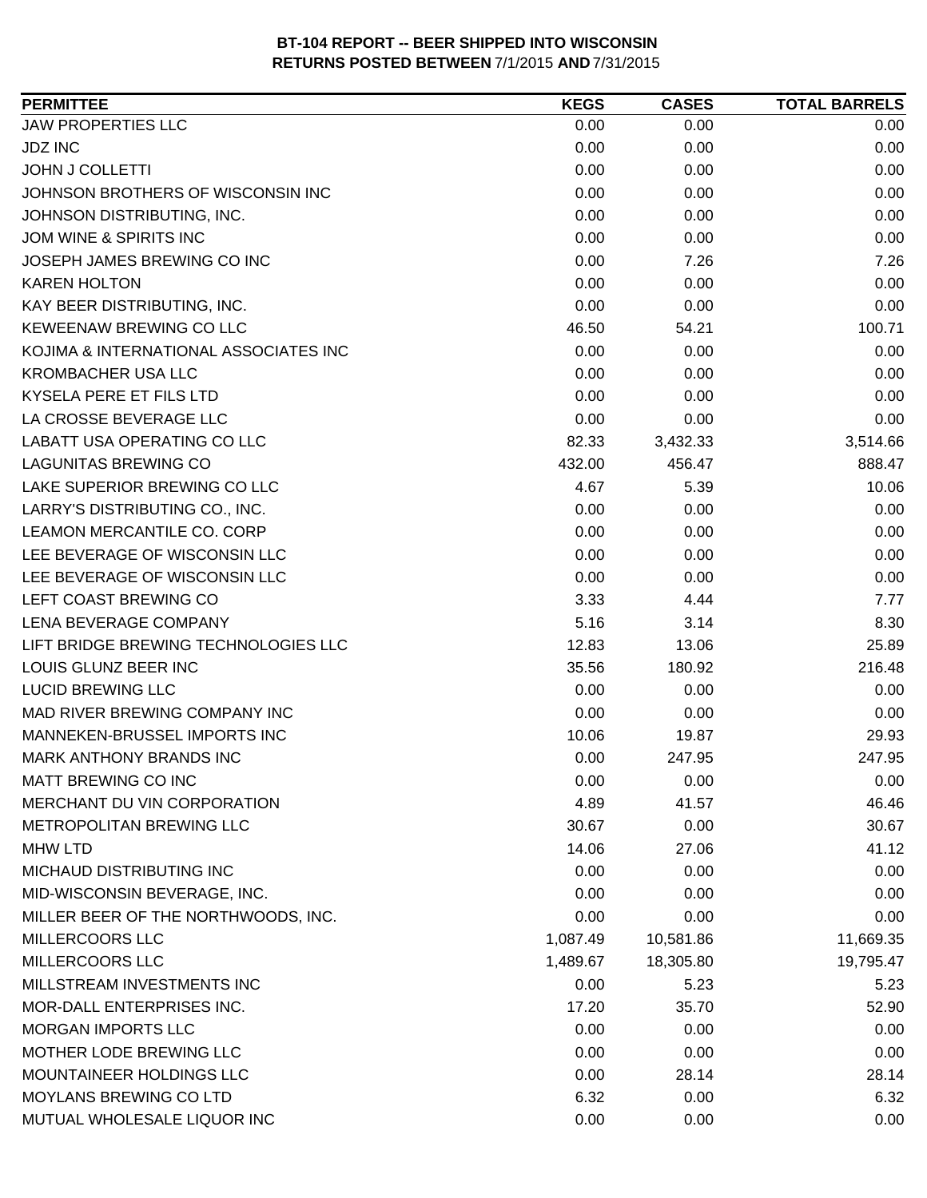**BT-104 REPORT -- BEER SHIPPED INTO WISCONSIN**
**RETURNS POSTED BETWEEN 7/1/2015 AND 7/31/2015**

| PERMITTEE | KEGS | CASES | TOTAL BARRELS |
|---|---|---|---|
| JAW PROPERTIES LLC | 0.00 | 0.00 | 0.00 |
| JDZ INC | 0.00 | 0.00 | 0.00 |
| JOHN J COLLETTI | 0.00 | 0.00 | 0.00 |
| JOHNSON BROTHERS OF WISCONSIN INC | 0.00 | 0.00 | 0.00 |
| JOHNSON DISTRIBUTING, INC. | 0.00 | 0.00 | 0.00 |
| JOM WINE & SPIRITS INC | 0.00 | 0.00 | 0.00 |
| JOSEPH JAMES BREWING CO INC | 0.00 | 7.26 | 7.26 |
| KAREN HOLTON | 0.00 | 0.00 | 0.00 |
| KAY BEER DISTRIBUTING, INC. | 0.00 | 0.00 | 0.00 |
| KEWEENAW BREWING CO LLC | 46.50 | 54.21 | 100.71 |
| KOJIMA & INTERNATIONAL ASSOCIATES INC | 0.00 | 0.00 | 0.00 |
| KROMBACHER USA LLC | 0.00 | 0.00 | 0.00 |
| KYSELA PERE ET FILS LTD | 0.00 | 0.00 | 0.00 |
| LA CROSSE BEVERAGE LLC | 0.00 | 0.00 | 0.00 |
| LABATT USA OPERATING CO LLC | 82.33 | 3,432.33 | 3,514.66 |
| LAGUNITAS BREWING CO | 432.00 | 456.47 | 888.47 |
| LAKE SUPERIOR BREWING CO LLC | 4.67 | 5.39 | 10.06 |
| LARRY'S DISTRIBUTING CO., INC. | 0.00 | 0.00 | 0.00 |
| LEAMON MERCANTILE CO. CORP | 0.00 | 0.00 | 0.00 |
| LEE BEVERAGE OF WISCONSIN LLC | 0.00 | 0.00 | 0.00 |
| LEE BEVERAGE OF WISCONSIN LLC | 0.00 | 0.00 | 0.00 |
| LEFT COAST BREWING CO | 3.33 | 4.44 | 7.77 |
| LENA BEVERAGE COMPANY | 5.16 | 3.14 | 8.30 |
| LIFT BRIDGE BREWING TECHNOLOGIES LLC | 12.83 | 13.06 | 25.89 |
| LOUIS GLUNZ BEER INC | 35.56 | 180.92 | 216.48 |
| LUCID BREWING LLC | 0.00 | 0.00 | 0.00 |
| MAD RIVER BREWING COMPANY INC | 0.00 | 0.00 | 0.00 |
| MANNEKEN-BRUSSEL IMPORTS INC | 10.06 | 19.87 | 29.93 |
| MARK ANTHONY BRANDS INC | 0.00 | 247.95 | 247.95 |
| MATT BREWING CO INC | 0.00 | 0.00 | 0.00 |
| MERCHANT DU VIN CORPORATION | 4.89 | 41.57 | 46.46 |
| METROPOLITAN BREWING LLC | 30.67 | 0.00 | 30.67 |
| MHW LTD | 14.06 | 27.06 | 41.12 |
| MICHAUD DISTRIBUTING INC | 0.00 | 0.00 | 0.00 |
| MID-WISCONSIN BEVERAGE, INC. | 0.00 | 0.00 | 0.00 |
| MILLER BEER OF THE NORTHWOODS, INC. | 0.00 | 0.00 | 0.00 |
| MILLERCOORS LLC | 1,087.49 | 10,581.86 | 11,669.35 |
| MILLERCOORS LLC | 1,489.67 | 18,305.80 | 19,795.47 |
| MILLSTREAM INVESTMENTS INC | 0.00 | 5.23 | 5.23 |
| MOR-DALL ENTERPRISES INC. | 17.20 | 35.70 | 52.90 |
| MORGAN IMPORTS LLC | 0.00 | 0.00 | 0.00 |
| MOTHER LODE BREWING LLC | 0.00 | 0.00 | 0.00 |
| MOUNTAINEER HOLDINGS LLC | 0.00 | 28.14 | 28.14 |
| MOYLANS BREWING CO LTD | 6.32 | 0.00 | 6.32 |
| MUTUAL WHOLESALE LIQUOR INC | 0.00 | 0.00 | 0.00 |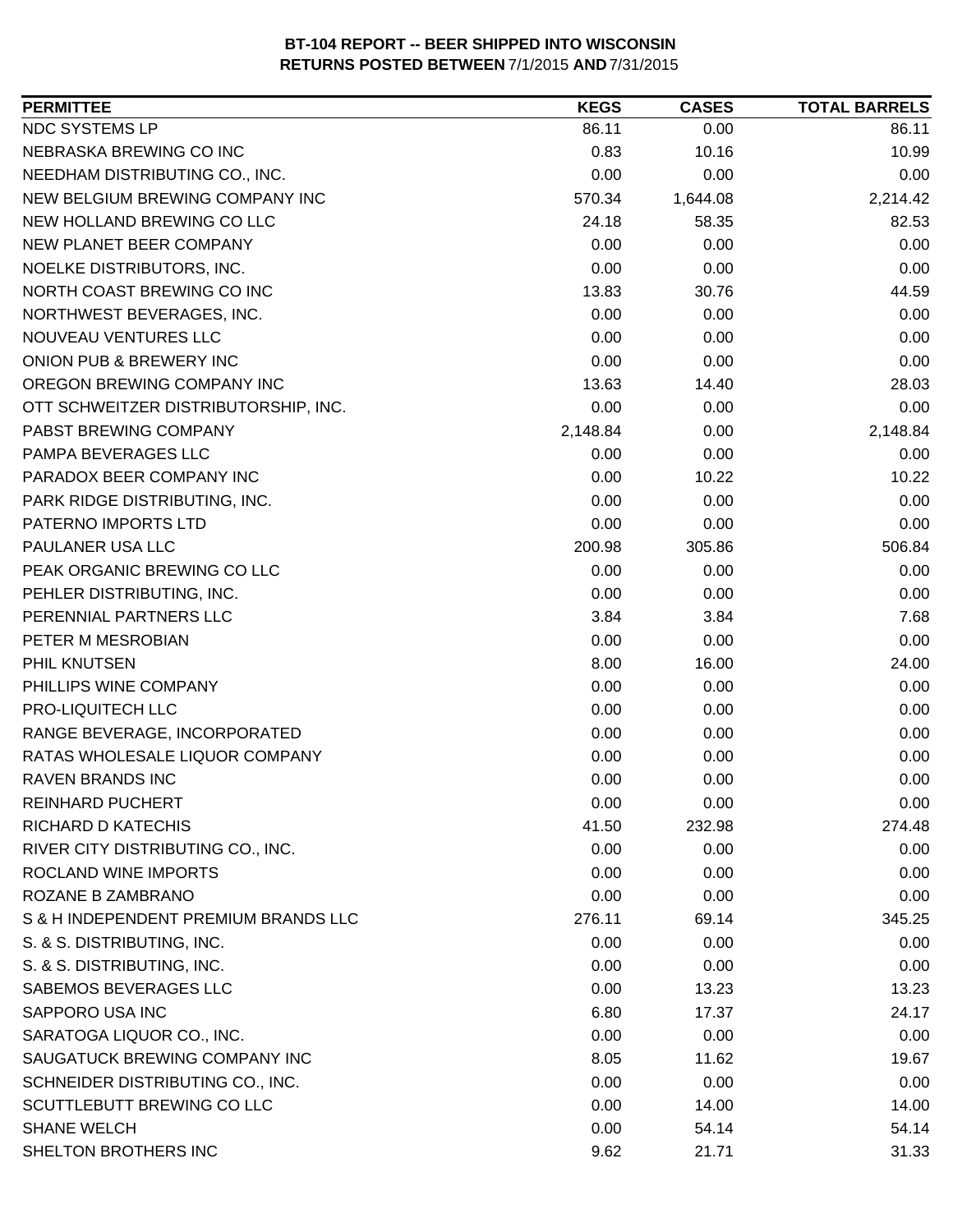**BT-104 REPORT -- BEER SHIPPED INTO WISCONSIN**
**RETURNS POSTED BETWEEN 7/1/2015 AND 7/31/2015**

| PERMITTEE | KEGS | CASES | TOTAL BARRELS |
|---|---|---|---|
| NDC SYSTEMS LP | 86.11 | 0.00 | 86.11 |
| NEBRASKA BREWING CO INC | 0.83 | 10.16 | 10.99 |
| NEEDHAM DISTRIBUTING CO., INC. | 0.00 | 0.00 | 0.00 |
| NEW BELGIUM BREWING COMPANY INC | 570.34 | 1,644.08 | 2,214.42 |
| NEW HOLLAND BREWING CO LLC | 24.18 | 58.35 | 82.53 |
| NEW PLANET BEER COMPANY | 0.00 | 0.00 | 0.00 |
| NOELKE DISTRIBUTORS, INC. | 0.00 | 0.00 | 0.00 |
| NORTH COAST BREWING CO INC | 13.83 | 30.76 | 44.59 |
| NORTHWEST BEVERAGES, INC. | 0.00 | 0.00 | 0.00 |
| NOUVEAU VENTURES LLC | 0.00 | 0.00 | 0.00 |
| ONION PUB & BREWERY INC | 0.00 | 0.00 | 0.00 |
| OREGON BREWING COMPANY INC | 13.63 | 14.40 | 28.03 |
| OTT SCHWEITZER DISTRIBUTORSHIP, INC. | 0.00 | 0.00 | 0.00 |
| PABST BREWING COMPANY | 2,148.84 | 0.00 | 2,148.84 |
| PAMPA BEVERAGES LLC | 0.00 | 0.00 | 0.00 |
| PARADOX BEER COMPANY INC | 0.00 | 10.22 | 10.22 |
| PARK RIDGE DISTRIBUTING, INC. | 0.00 | 0.00 | 0.00 |
| PATERNO IMPORTS LTD | 0.00 | 0.00 | 0.00 |
| PAULANER USA LLC | 200.98 | 305.86 | 506.84 |
| PEAK ORGANIC BREWING CO LLC | 0.00 | 0.00 | 0.00 |
| PEHLER DISTRIBUTING, INC. | 0.00 | 0.00 | 0.00 |
| PERENNIAL PARTNERS LLC | 3.84 | 3.84 | 7.68 |
| PETER M MESROBIAN | 0.00 | 0.00 | 0.00 |
| PHIL KNUTSEN | 8.00 | 16.00 | 24.00 |
| PHILLIPS WINE COMPANY | 0.00 | 0.00 | 0.00 |
| PRO-LIQUITECH LLC | 0.00 | 0.00 | 0.00 |
| RANGE BEVERAGE, INCORPORATED | 0.00 | 0.00 | 0.00 |
| RATAS WHOLESALE LIQUOR COMPANY | 0.00 | 0.00 | 0.00 |
| RAVEN BRANDS INC | 0.00 | 0.00 | 0.00 |
| REINHARD PUCHERT | 0.00 | 0.00 | 0.00 |
| RICHARD D KATECHIS | 41.50 | 232.98 | 274.48 |
| RIVER CITY DISTRIBUTING CO., INC. | 0.00 | 0.00 | 0.00 |
| ROCLAND WINE IMPORTS | 0.00 | 0.00 | 0.00 |
| ROZANE B ZAMBRANO | 0.00 | 0.00 | 0.00 |
| S & H INDEPENDENT PREMIUM BRANDS LLC | 276.11 | 69.14 | 345.25 |
| S. & S. DISTRIBUTING, INC. | 0.00 | 0.00 | 0.00 |
| S. & S. DISTRIBUTING, INC. | 0.00 | 0.00 | 0.00 |
| SABEMOS BEVERAGES LLC | 0.00 | 13.23 | 13.23 |
| SAPPORO USA INC | 6.80 | 17.37 | 24.17 |
| SARATOGA LIQUOR CO., INC. | 0.00 | 0.00 | 0.00 |
| SAUGATUCK BREWING COMPANY INC | 8.05 | 11.62 | 19.67 |
| SCHNEIDER DISTRIBUTING CO., INC. | 0.00 | 0.00 | 0.00 |
| SCUTTLEBUTT BREWING CO LLC | 0.00 | 14.00 | 14.00 |
| SHANE WELCH | 0.00 | 54.14 | 54.14 |
| SHELTON BROTHERS INC | 9.62 | 21.71 | 31.33 |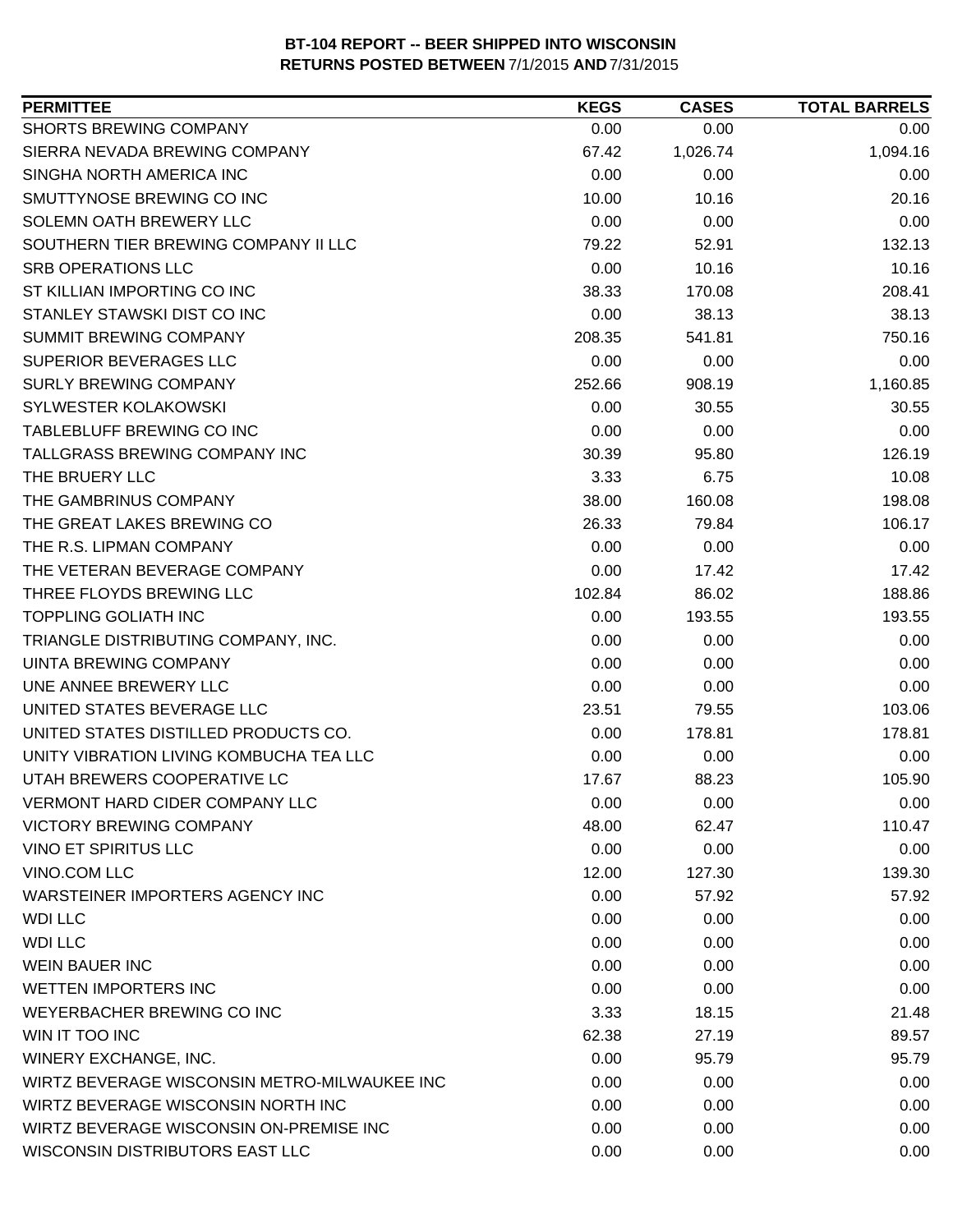**BT-104 REPORT -- BEER SHIPPED INTO WISCONSIN**
**RETURNS POSTED BETWEEN 7/1/2015 AND 7/31/2015**

| PERMITTEE | KEGS | CASES | TOTAL BARRELS |
|---|---|---|---|
| SHORTS BREWING COMPANY | 0.00 | 0.00 | 0.00 |
| SIERRA NEVADA BREWING COMPANY | 67.42 | 1,026.74 | 1,094.16 |
| SINGHA NORTH AMERICA INC | 0.00 | 0.00 | 0.00 |
| SMUTTYNOSE BREWING CO INC | 10.00 | 10.16 | 20.16 |
| SOLEMN OATH BREWERY LLC | 0.00 | 0.00 | 0.00 |
| SOUTHERN TIER BREWING COMPANY II LLC | 79.22 | 52.91 | 132.13 |
| SRB OPERATIONS LLC | 0.00 | 10.16 | 10.16 |
| ST KILLIAN IMPORTING CO INC | 38.33 | 170.08 | 208.41 |
| STANLEY STAWSKI DIST CO INC | 0.00 | 38.13 | 38.13 |
| SUMMIT BREWING COMPANY | 208.35 | 541.81 | 750.16 |
| SUPERIOR BEVERAGES LLC | 0.00 | 0.00 | 0.00 |
| SURLY BREWING COMPANY | 252.66 | 908.19 | 1,160.85 |
| SYLWESTER KOLAKOWSKI | 0.00 | 30.55 | 30.55 |
| TABLEBLUFF BREWING CO INC | 0.00 | 0.00 | 0.00 |
| TALLGRASS BREWING COMPANY INC | 30.39 | 95.80 | 126.19 |
| THE BRUERY LLC | 3.33 | 6.75 | 10.08 |
| THE GAMBRINUS COMPANY | 38.00 | 160.08 | 198.08 |
| THE GREAT LAKES BREWING CO | 26.33 | 79.84 | 106.17 |
| THE R.S. LIPMAN COMPANY | 0.00 | 0.00 | 0.00 |
| THE VETERAN BEVERAGE COMPANY | 0.00 | 17.42 | 17.42 |
| THREE FLOYDS BREWING LLC | 102.84 | 86.02 | 188.86 |
| TOPPLING GOLIATH INC | 0.00 | 193.55 | 193.55 |
| TRIANGLE DISTRIBUTING COMPANY, INC. | 0.00 | 0.00 | 0.00 |
| UINTA BREWING COMPANY | 0.00 | 0.00 | 0.00 |
| UNE ANNEE BREWERY LLC | 0.00 | 0.00 | 0.00 |
| UNITED STATES BEVERAGE LLC | 23.51 | 79.55 | 103.06 |
| UNITED STATES DISTILLED PRODUCTS CO. | 0.00 | 178.81 | 178.81 |
| UNITY VIBRATION LIVING KOMBUCHA TEA LLC | 0.00 | 0.00 | 0.00 |
| UTAH BREWERS COOPERATIVE LC | 17.67 | 88.23 | 105.90 |
| VERMONT HARD CIDER COMPANY LLC | 0.00 | 0.00 | 0.00 |
| VICTORY BREWING COMPANY | 48.00 | 62.47 | 110.47 |
| VINO ET SPIRITUS LLC | 0.00 | 0.00 | 0.00 |
| VINO.COM LLC | 12.00 | 127.30 | 139.30 |
| WARSTEINER IMPORTERS AGENCY INC | 0.00 | 57.92 | 57.92 |
| WDI LLC | 0.00 | 0.00 | 0.00 |
| WDI LLC | 0.00 | 0.00 | 0.00 |
| WEIN BAUER INC | 0.00 | 0.00 | 0.00 |
| WETTEN IMPORTERS INC | 0.00 | 0.00 | 0.00 |
| WEYERBACHER BREWING CO INC | 3.33 | 18.15 | 21.48 |
| WIN IT TOO INC | 62.38 | 27.19 | 89.57 |
| WINERY EXCHANGE, INC. | 0.00 | 95.79 | 95.79 |
| WIRTZ BEVERAGE WISCONSIN METRO-MILWAUKEE INC | 0.00 | 0.00 | 0.00 |
| WIRTZ BEVERAGE WISCONSIN NORTH INC | 0.00 | 0.00 | 0.00 |
| WIRTZ BEVERAGE WISCONSIN ON-PREMISE INC | 0.00 | 0.00 | 0.00 |
| WISCONSIN DISTRIBUTORS EAST LLC | 0.00 | 0.00 | 0.00 |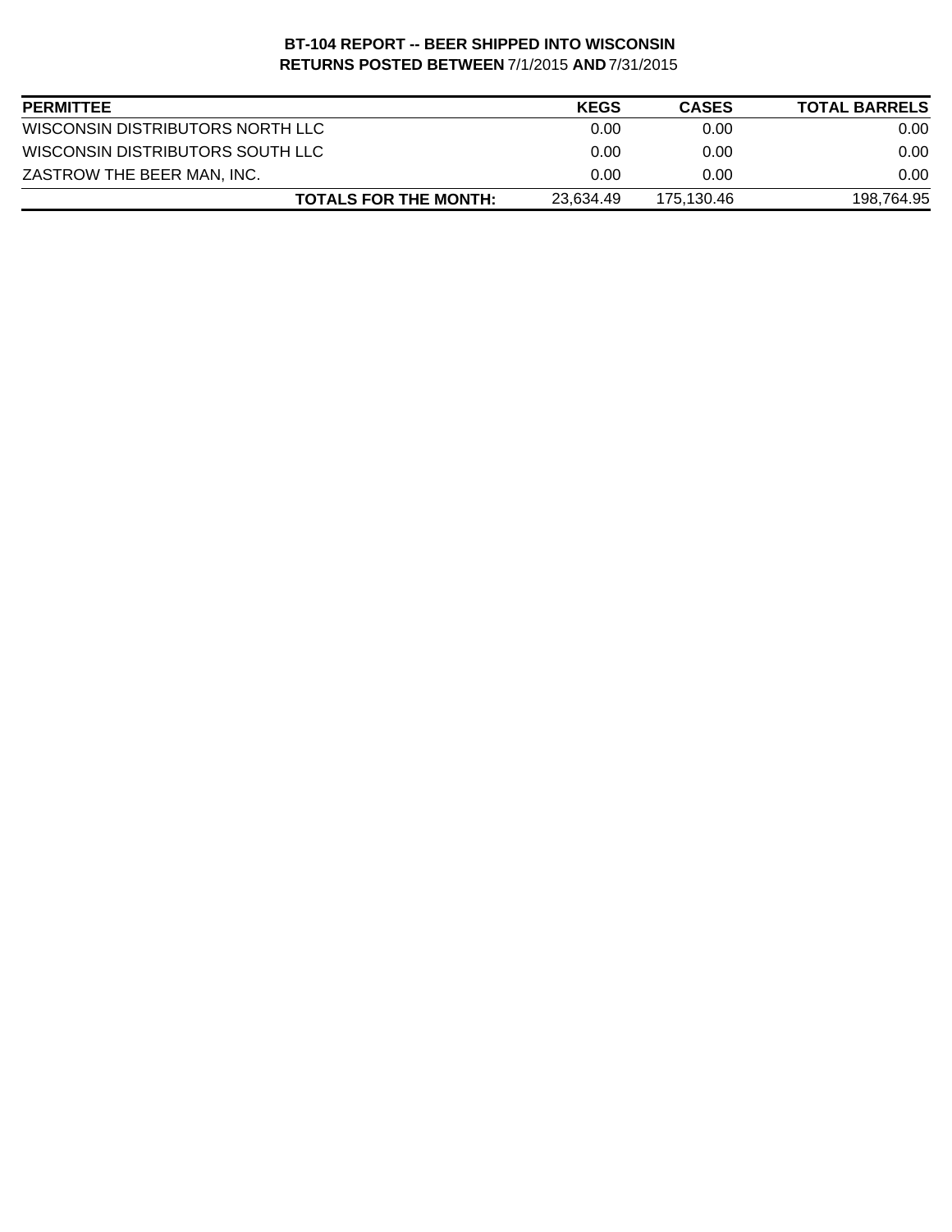**BT-104 REPORT -- BEER SHIPPED INTO WISCONSIN**
**RETURNS POSTED BETWEEN** 7/1/2015 **AND** 7/31/2015

| PERMITTEE | KEGS | CASES | TOTAL BARRELS |
|---|---|---|---|
| WISCONSIN DISTRIBUTORS NORTH LLC | 0.00 | 0.00 | 0.00 |
| WISCONSIN DISTRIBUTORS SOUTH LLC | 0.00 | 0.00 | 0.00 |
| ZASTROW THE BEER MAN, INC. | 0.00 | 0.00 | 0.00 |
| **TOTALS FOR THE MONTH:** | 23,634.49 | 175,130.46 | 198,764.95 |